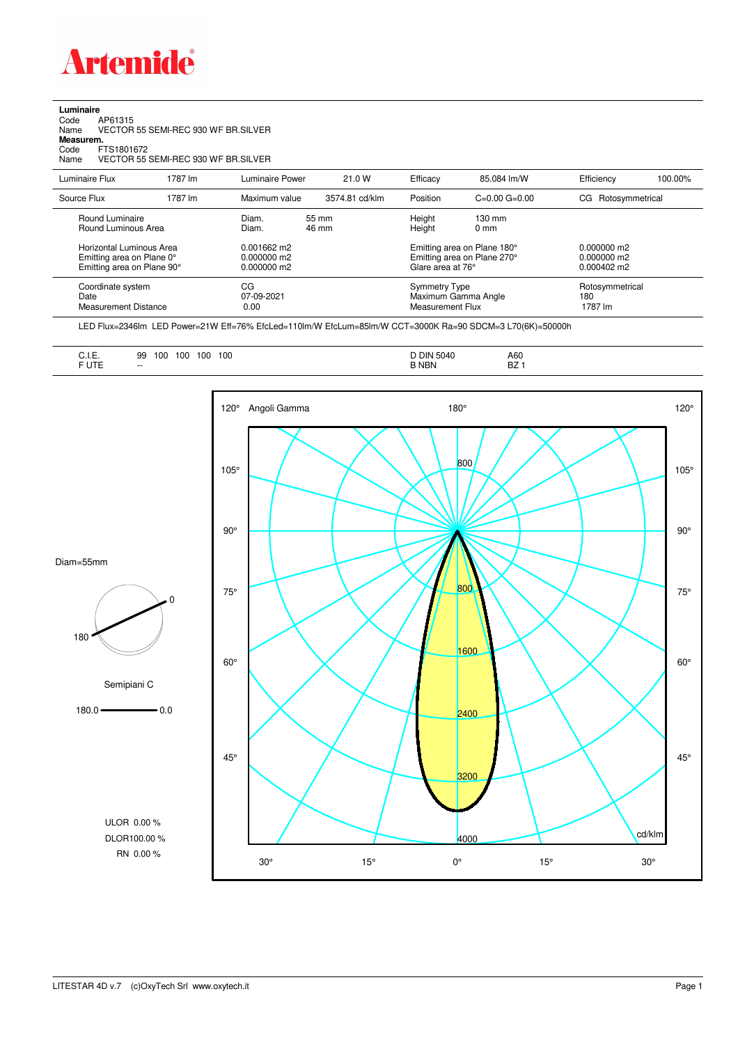Artemide

**Luminaire**

Code AP61315

Name VECTOR 55 SEMI-REC 930 WF BR.SILVER

**Measurem.**

Code FTS1801672

Name VECTOR 55 SEMI-REC 930 WF BR.SILVER

| Luminaire Flux | 1787 lm | Luminaire Power | 21.0 W | Efficacy | 85.084 lm/W | Efficiency | 100.00% |
|---|---|---|---|---|---|---|---|
| Source Flux | 1787 lm | Maximum value | 3574.81 cd/klm | Position | C=0.00 G=0.00 | CG Rotosymmetrical | |

| | | | | |
|---|---|---|---|---|
| Round Luminaire | Diam. 55 mm | Height 130 mm | | |
| Round Luminous Area | Diam. 46 mm | Height 0 mm | | |
| Horizontal Luminous Area | 0.001662 m2 | Emitting area on Plane 180° | 0.000000 m2 | |
| Emitting area on Plane 0° | 0.000000 m2 | Emitting area on Plane 270° | 0.000000 m2 | |
| Emitting area on Plane 90° | 0.000000 m2 | Glare area at 76° | 0.000402 m2 | |
| Coordinate system | CG | Symmetry Type | Rotosymmetrical | |
| Date | 07-09-2021 | Maximum Gamma Angle | 180 | |
| Measurement Distance | 0.00 | Measurement Flux | 1787 lm | |

LED Flux=2346lm LED Power=21W Eff=76% EfcLed=110lm/W EfcLum=85lm/W CCT=3000K Ra=90 SDCM=3 L70(6K)=50000h

| | | | |
|---|---|---|---|
| C.I.E. | 99 100 100 100 100 | D DIN 5040 | A60 |
| F UTE | -- | B NBN | BZ 1 |

Diam=55mm

Semipiani C

180.0 — 0.0

ULOR 0.00 %

DLOR100.00 %

RN 0.00 %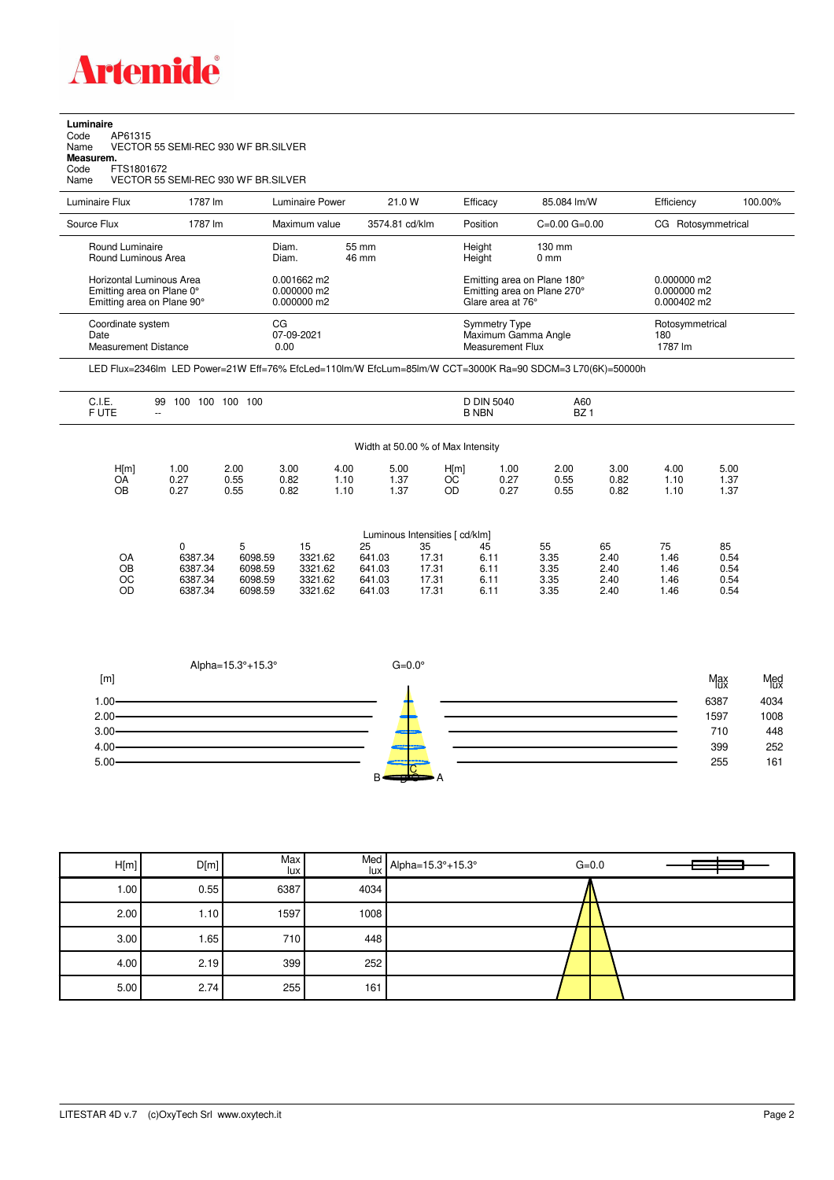Artemide

**Luminaire**
Code AP61315
Name VECTOR 55 SEMI-REC 930 WF BR.SILVER
**Measurem.**
Code FTS1801672
Name VECTOR 55 SEMI-REC 930 WF BR.SILVER

| | | | | | | | |
|---|---|---|---|---|---|---|---|
| Luminaire Flux | 1787 lm | Luminaire Power | 21.0 W | Efficacy | 85.084 lm/W | Efficiency | 100.00% |
| Source Flux | 1787 lm | Maximum value | 3574.81 cd/klm | Position | C=0.00 G=0.00 | CG | Rotosymmetrical |

| | | | |
|---|---|---|---|
| Round Luminaire | Diam. 55 mm | Height 130 mm | |
| Round Luminous Area | Diam. 46 mm | Height 0 mm | |
| Horizontal Luminous Area | 0.001662 m2 | Emitting area on Plane 180° | 0.000000 m2 |
| Emitting area on Plane 0° | 0.000000 m2 | Emitting area on Plane 270° | 0.000000 m2 |
| Emitting area on Plane 90° | 0.000000 m2 | Glare area at 76° | 0.000402 m2 |
| Coordinate system | CG | Symmetry Type | Rotosymmetrical |
| Date | 07-09-2021 | Maximum Gamma Angle | 180 |
| Measurement Distance | 0.00 | Measurement Flux | 1787 lm |

LED Flux=2346lm LED Power=21W Eff=76% EfcLed=110lm/W EfcLum=85lm/W CCT=3000K Ra=90 SDCM=3 L70(6K)=50000h

| | | | |
|---|---|---|---|
| C.I.E. | 99 100 100 100 100 | D DIN 5040 | A60 |
| F UTE | -- | B NBN | BZ 1 |

Width at 50.00 % of Max Intensity

| H[m] | 1.00 | 2.00 | 3.00 | 4.00 | 5.00 | H[m] | 1.00 | 2.00 | 3.00 | 4.00 | 5.00 |
|---|---|---|---|---|---|---|---|---|---|---|---|
| OA | 0.27 | 0.55 | 0.82 | 1.10 | 1.37 | OC | 0.27 | 0.55 | 0.82 | 1.10 | 1.37 |
| OB | 0.27 | 0.55 | 0.82 | 1.10 | 1.37 | OD | 0.27 | 0.55 | 0.82 | 1.10 | 1.37 |

Luminous Intensities [ cd/klm]

| | 0 | 5 | 15 | 25 | 35 | 45 | 55 | 65 | 75 | 85 |
|---|---|---|---|---|---|---|---|---|---|---|
| OA | 6387.34 | 6098.59 | 3321.62 | 641.03 | 17.31 | 6.11 | 3.35 | 2.40 | 1.46 | 0.54 |
| OB | 6387.34 | 6098.59 | 3321.62 | 641.03 | 17.31 | 6.11 | 3.35 | 2.40 | 1.46 | 0.54 |
| OC | 6387.34 | 6098.59 | 3321.62 | 641.03 | 17.31 | 6.11 | 3.35 | 2.40 | 1.46 | 0.54 |
| OD | 6387.34 | 6098.59 | 3321.62 | 641.03 | 17.31 | 6.11 | 3.35 | 2.40 | 1.46 | 0.54 |

Alpha=15.3°+15.3°
G=0.0°
[m]
1.00
2.00
3.00
4.00
5.00
B A C D
Max lux
6387
1597
710
399
255
Med lux
4034
1008
448
252
161

| H[m] | D[m] | Max lux | Med lux | Alpha=15.3°+15.3° G=0.0 |
|---|---|---|---|---|
| 1.00 | 0.55 | 6387 | 4034 | |
| 2.00 | 1.10 | 1597 | 1008 | |
| 3.00 | 1.65 | 710 | 448 | |
| 4.00 | 2.19 | 399 | 252 | |
| 5.00 | 2.74 | 255 | 161 | |

LITESTAR 4D v.7 (c)OxyTech Srl www.oxytech.it